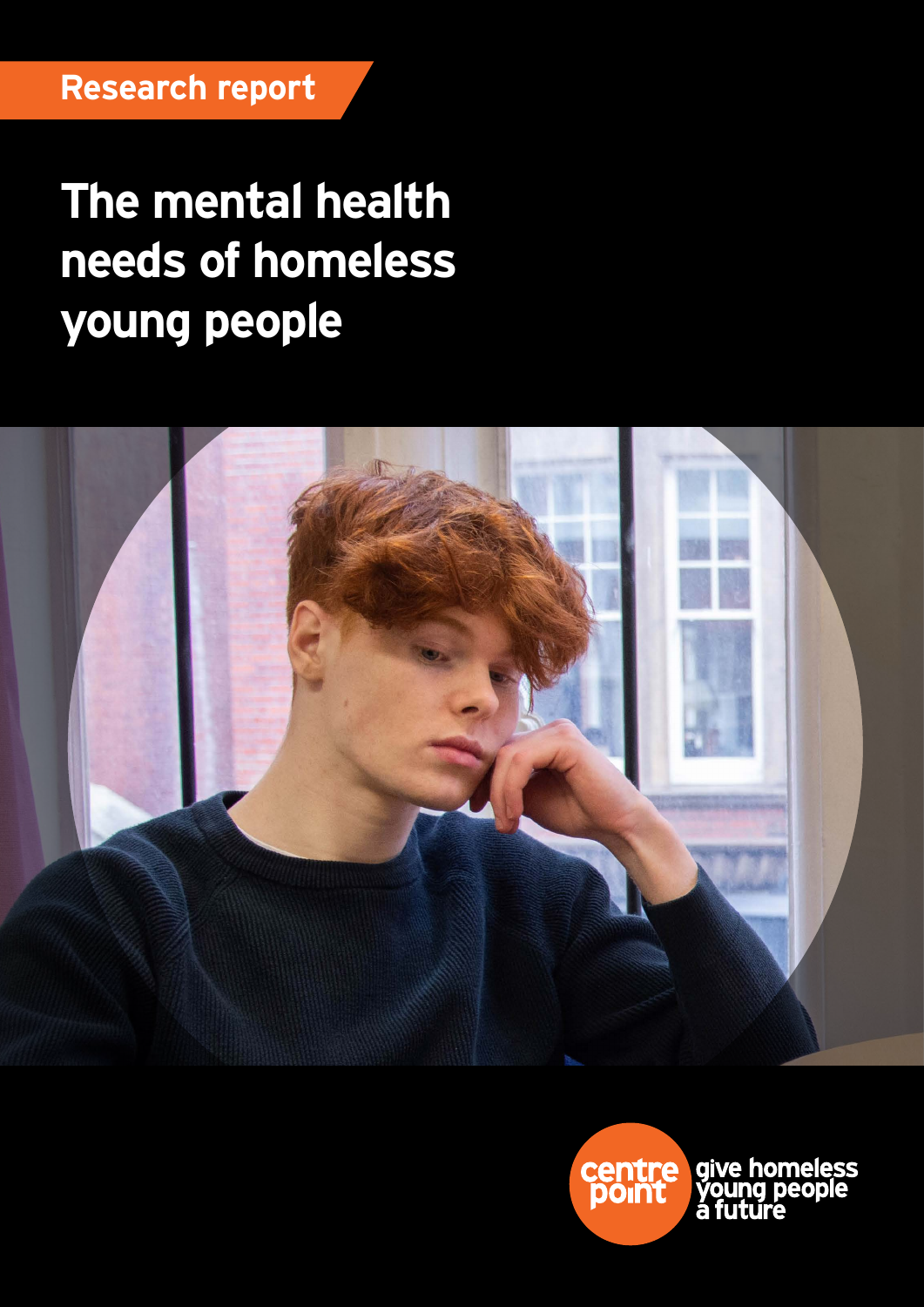Research report

# The mental health needs of homeless young people

centre point

give homeless young people a future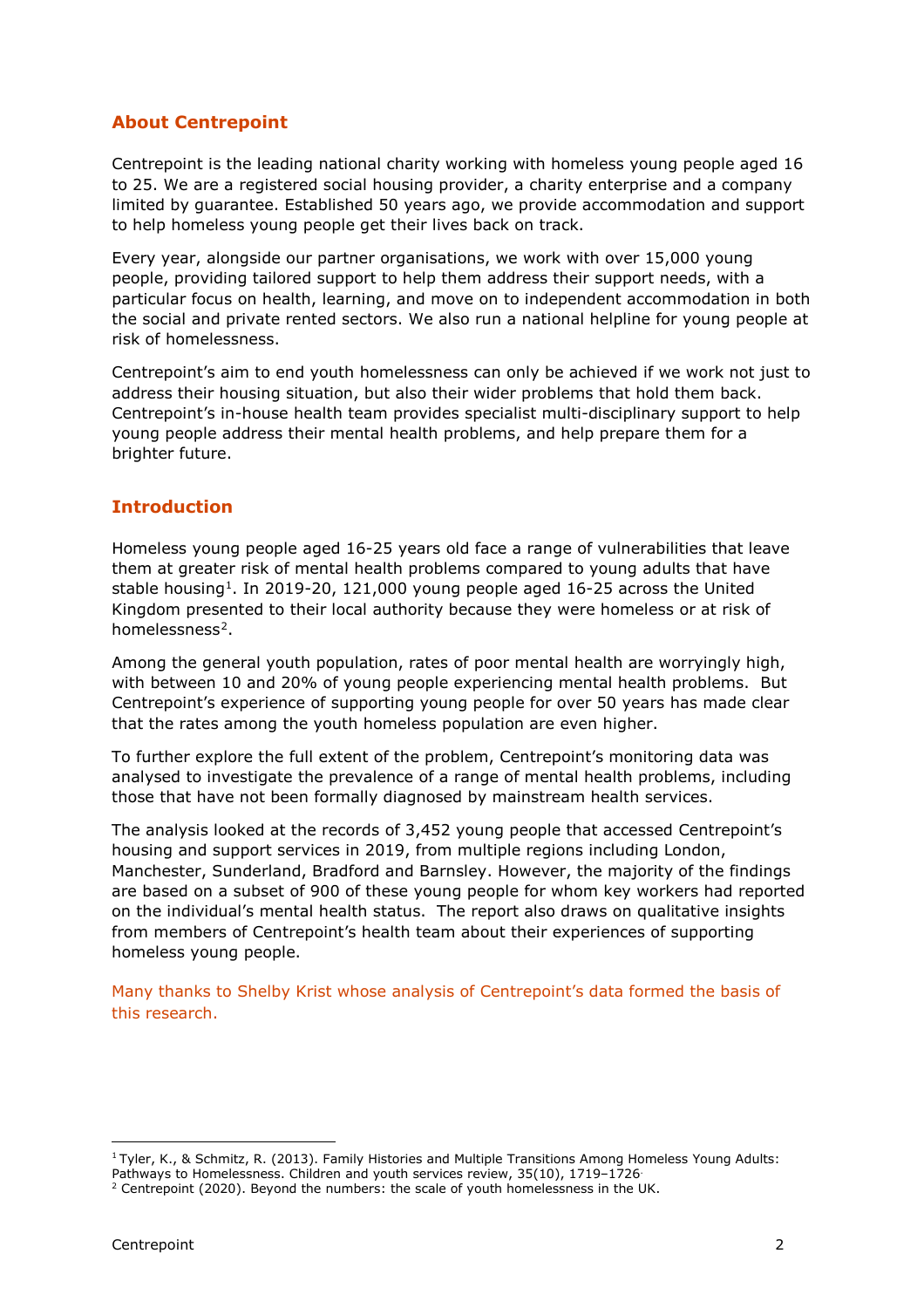## About Centrepoint

Centrepoint is the leading national charity working with homeless young people aged 16 to 25. We are a registered social housing provider, a charity enterprise and a company limited by guarantee. Established 50 years ago, we provide accommodation and support to help homeless young people get their lives back on track.

Every year, alongside our partner organisations, we work with over 15,000 young people, providing tailored support to help them address their support needs, with a particular focus on health, learning, and move on to independent accommodation in both the social and private rented sectors. We also run a national helpline for young people at risk of homelessness.

Centrepoint's aim to end youth homelessness can only be achieved if we work not just to address their housing situation, but also their wider problems that hold them back. Centrepoint's in-house health team provides specialist multi-disciplinary support to help young people address their mental health problems, and help prepare them for a brighter future.

## Introduction

Homeless young people aged 16-25 years old face a range of vulnerabilities that leave them at greater risk of mental health problems compared to young adults that have stable housing[1]. In 2019-20, 121,000 young people aged 16-25 across the United Kingdom presented to their local authority because they were homeless or at risk of homelessness[2].

Among the general youth population, rates of poor mental health are worryingly high, with between 10 and 20% of young people experiencing mental health problems. But Centrepoint's experience of supporting young people for over 50 years has made clear that the rates among the youth homeless population are even higher.

To further explore the full extent of the problem, Centrepoint's monitoring data was analysed to investigate the prevalence of a range of mental health problems, including those that have not been formally diagnosed by mainstream health services.

The analysis looked at the records of 3,452 young people that accessed Centrepoint's housing and support services in 2019, from multiple regions including London, Manchester, Sunderland, Bradford and Barnsley. However, the majority of the findings are based on a subset of 900 of these young people for whom key workers had reported on the individual's mental health status. The report also draws on qualitative insights from members of Centrepoint's health team about their experiences of supporting homeless young people.

Many thanks to Shelby Krist whose analysis of Centrepoint's data formed the basis of this research.

---

[1] Tyler, K., & Schmitz, R. (2013). Family Histories and Multiple Transitions Among Homeless Young Adults: Pathways to Homelessness. Children and youth services review, 35(10), 1719–1726.

[2] Centrepoint (2020). Beyond the numbers: the scale of youth homelessness in the UK.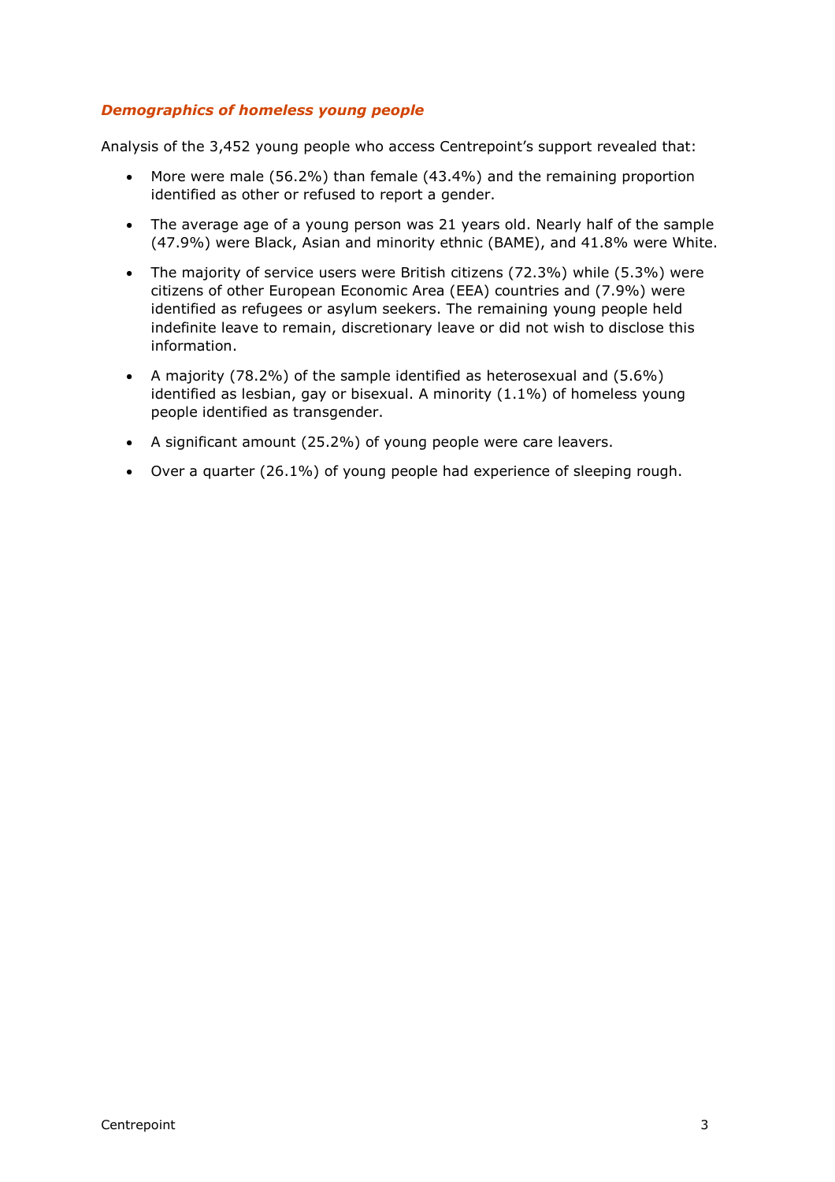### *Demographics of homeless young people*

Analysis of the 3,452 young people who access Centrepoint's support revealed that:

- More were male (56.2%) than female (43.4%) and the remaining proportion identified as other or refused to report a gender.
- The average age of a young person was 21 years old. Nearly half of the sample (47.9%) were Black, Asian and minority ethnic (BAME), and 41.8% were White.
- The majority of service users were British citizens (72.3%) while (5.3%) were citizens of other European Economic Area (EEA) countries and (7.9%) were identified as refugees or asylum seekers. The remaining young people held indefinite leave to remain, discretionary leave or did not wish to disclose this information.
- A majority (78.2%) of the sample identified as heterosexual and (5.6%) identified as lesbian, gay or bisexual. A minority (1.1%) of homeless young people identified as transgender.
- A significant amount (25.2%) of young people were care leavers.
- Over a quarter (26.1%) of young people had experience of sleeping rough.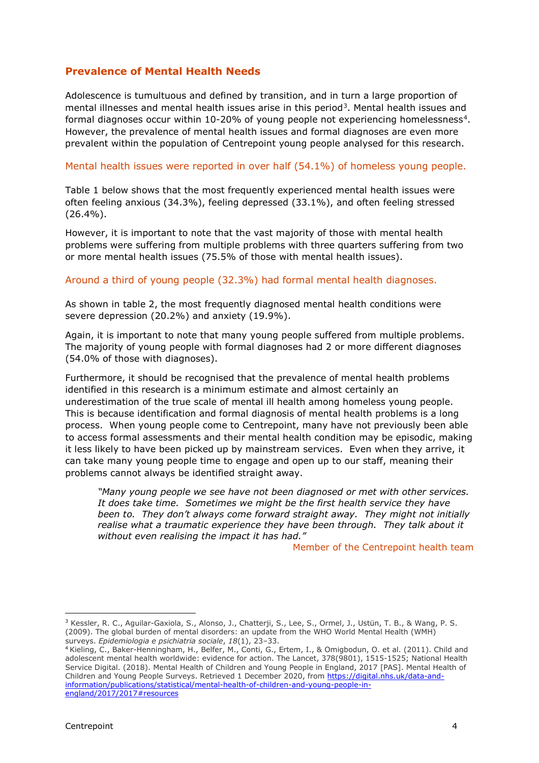## Prevalence of Mental Health Needs

Adolescence is tumultuous and defined by transition, and in turn a large proportion of mental illnesses and mental health issues arise in this period[3]. Mental health issues and formal diagnoses occur within 10-20% of young people not experiencing homelessness[4]. However, the prevalence of mental health issues and formal diagnoses are even more prevalent within the population of Centrepoint young people analysed for this research.

Mental health issues were reported in over half (54.1%) of homeless young people.

Table 1 below shows that the most frequently experienced mental health issues were often feeling anxious (34.3%), feeling depressed (33.1%), and often feeling stressed (26.4%).

However, it is important to note that the vast majority of those with mental health problems were suffering from multiple problems with three quarters suffering from two or more mental health issues (75.5% of those with mental health issues).

Around a third of young people (32.3%) had formal mental health diagnoses.

As shown in table 2, the most frequently diagnosed mental health conditions were severe depression (20.2%) and anxiety (19.9%).

Again, it is important to note that many young people suffered from multiple problems. The majority of young people with formal diagnoses had 2 or more different diagnoses (54.0% of those with diagnoses).

Furthermore, it should be recognised that the prevalence of mental health problems identified in this research is a minimum estimate and almost certainly an underestimation of the true scale of mental ill health among homeless young people. This is because identification and formal diagnosis of mental health problems is a long process. When young people come to Centrepoint, many have not previously been able to access formal assessments and their mental health condition may be episodic, making it less likely to have been picked up by mainstream services. Even when they arrive, it can take many young people time to engage and open up to our staff, meaning their problems cannot always be identified straight away.

> *"Many young people we see have not been diagnosed or met with other services. It does take time. Sometimes we might be the first health service they have been to. They don't always come forward straight away. They might not initially realise what a traumatic experience they have been through. They talk about it without even realising the impact it has had."*
>
> Member of the Centrepoint health team

---

[3] Kessler, R. C., Aguilar-Gaxiola, S., Alonso, J., Chatterji, S., Lee, S., Ormel, J., Ustün, T. B., & Wang, P. S. (2009). The global burden of mental disorders: an update from the WHO World Mental Health (WMH) surveys. *Epidemiologia e psichiatria sociale*, *18*(1), 23–33.

[4] Kieling, C., Baker-Henningham, H., Belfer, M., Conti, G., Ertem, I., & Omigbodun, O. et al. (2011). Child and adolescent mental health worldwide: evidence for action. The Lancet, 378(9801), 1515-1525; National Health Service Digital. (2018). Mental Health of Children and Young People in England, 2017 [PAS]. Mental Health of Children and Young People Surveys. Retrieved 1 December 2020, from https://digital.nhs.uk/data-and-information/publications/statistical/mental-health-of-children-and-young-people-in-england/2017/2017#resources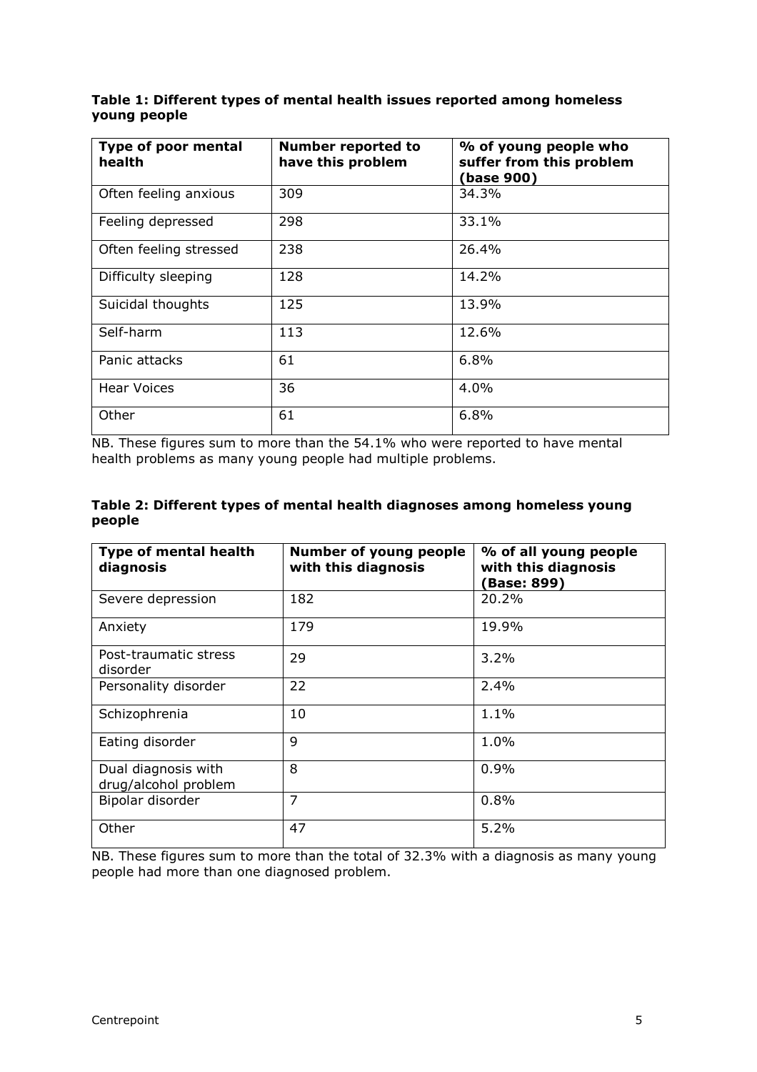**Table 1: Different types of mental health issues reported among homeless young people**

| Type of poor mental health | Number reported to have this problem | % of young people who suffer from this problem (base 900) |
|---|---|---|
| Often feeling anxious | 309 | 34.3% |
| Feeling depressed | 298 | 33.1% |
| Often feeling stressed | 238 | 26.4% |
| Difficulty sleeping | 128 | 14.2% |
| Suicidal thoughts | 125 | 13.9% |
| Self-harm | 113 | 12.6% |
| Panic attacks | 61 | 6.8% |
| Hear Voices | 36 | 4.0% |
| Other | 61 | 6.8% |

NB. These figures sum to more than the 54.1% who were reported to have mental health problems as many young people had multiple problems.

**Table 2: Different types of mental health diagnoses among homeless young people**

| Type of mental health diagnosis | Number of young people with this diagnosis | % of all young people with this diagnosis (Base: 899) |
|---|---|---|
| Severe depression | 182 | 20.2% |
| Anxiety | 179 | 19.9% |
| Post-traumatic stress disorder | 29 | 3.2% |
| Personality disorder | 22 | 2.4% |
| Schizophrenia | 10 | 1.1% |
| Eating disorder | 9 | 1.0% |
| Dual diagnosis with drug/alcohol problem | 8 | 0.9% |
| Bipolar disorder | 7 | 0.8% |
| Other | 47 | 5.2% |

NB. These figures sum to more than the total of 32.3% with a diagnosis as many young people had more than one diagnosed problem.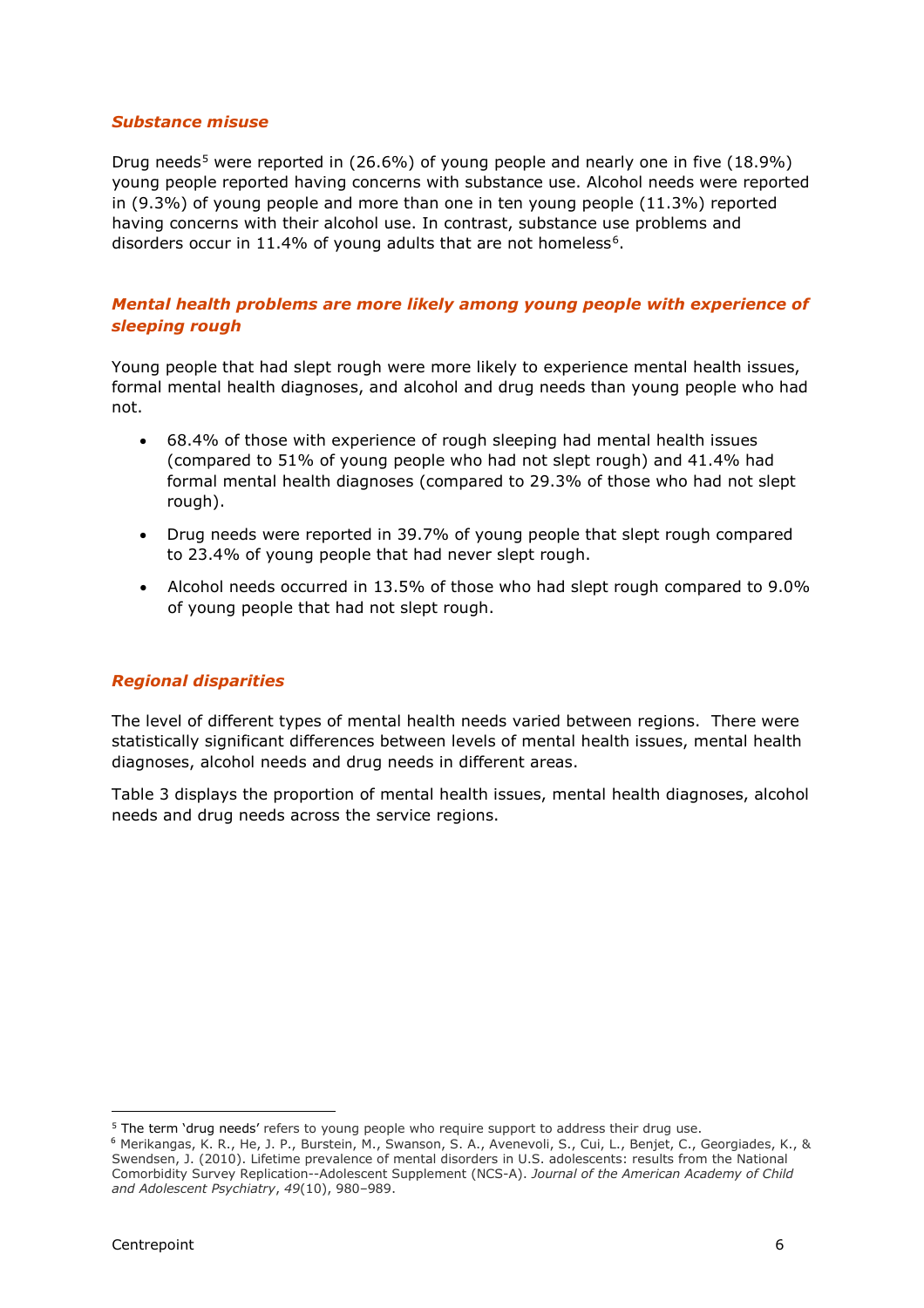### *Substance misuse*

Drug needs[5] were reported in (26.6%) of young people and nearly one in five (18.9%) young people reported having concerns with substance use. Alcohol needs were reported in (9.3%) of young people and more than one in ten young people (11.3%) reported having concerns with their alcohol use. In contrast, substance use problems and disorders occur in 11.4% of young adults that are not homeless[6].

### *Mental health problems are more likely among young people with experience of sleeping rough*

Young people that had slept rough were more likely to experience mental health issues, formal mental health diagnoses, and alcohol and drug needs than young people who had not.

- 68.4% of those with experience of rough sleeping had mental health issues (compared to 51% of young people who had not slept rough) and 41.4% had formal mental health diagnoses (compared to 29.3% of those who had not slept rough).
- Drug needs were reported in 39.7% of young people that slept rough compared to 23.4% of young people that had never slept rough.
- Alcohol needs occurred in 13.5% of those who had slept rough compared to 9.0% of young people that had not slept rough.

### *Regional disparities*

The level of different types of mental health needs varied between regions. There were statistically significant differences between levels of mental health issues, mental health diagnoses, alcohol needs and drug needs in different areas.

Table 3 displays the proportion of mental health issues, mental health diagnoses, alcohol needs and drug needs across the service regions.

---

[5] The term 'drug needs' refers to young people who require support to address their drug use.

[6] Merikangas, K. R., He, J. P., Burstein, M., Swanson, S. A., Avenevoli, S., Cui, L., Benjet, C., Georgiades, K., & Swendsen, J. (2010). Lifetime prevalence of mental disorders in U.S. adolescents: results from the National Comorbidity Survey Replication--Adolescent Supplement (NCS-A). *Journal of the American Academy of Child and Adolescent Psychiatry*, *49*(10), 980–989.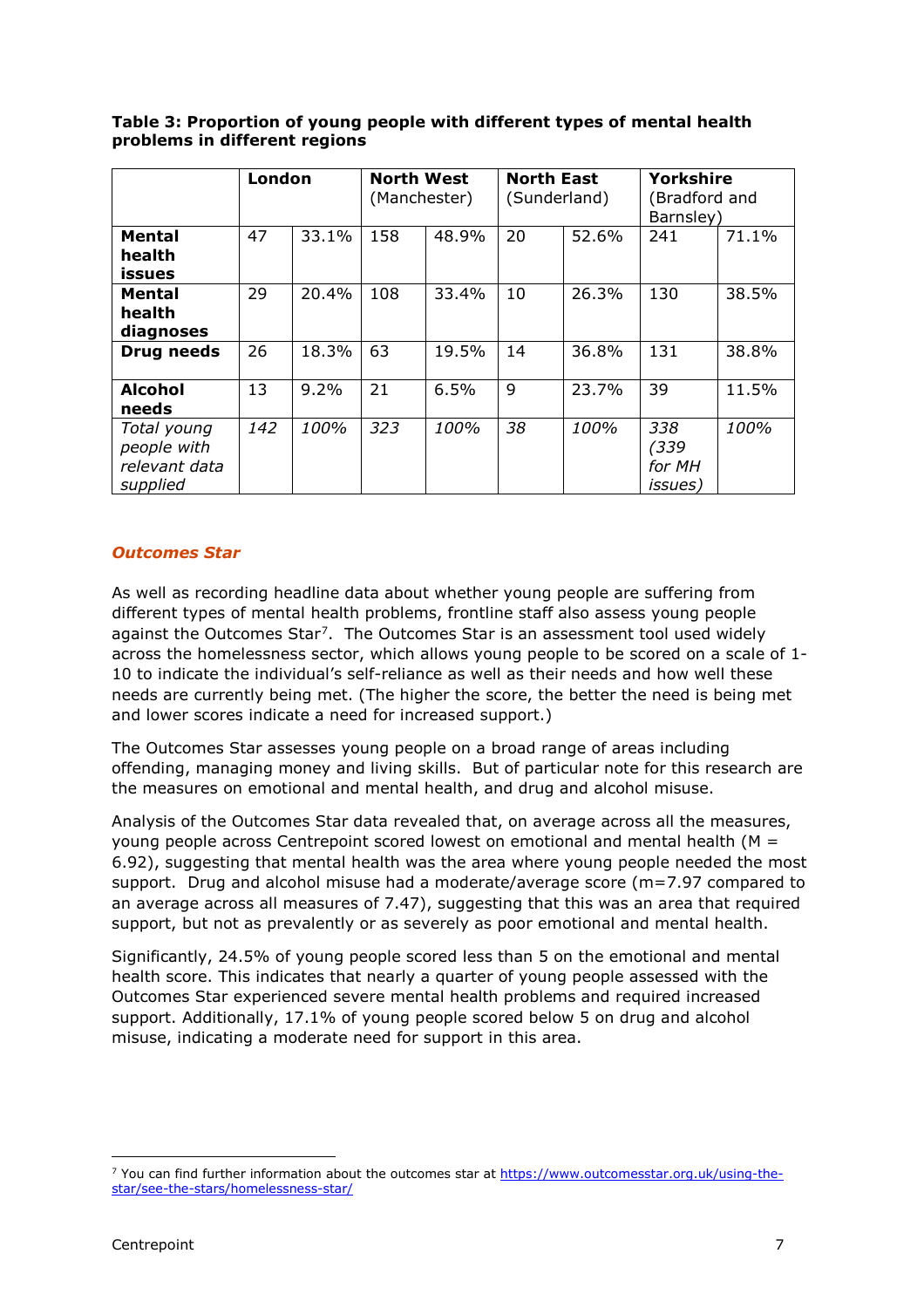**Table 3: Proportion of young people with different types of mental health problems in different regions**

| | London | | North West (Manchester) | | North East (Sunderland) | | Yorkshire (Bradford and Barnsley) | |
|---|---|---|---|---|---|---|---|---|
| **Mental health issues** | 47 | 33.1% | 158 | 48.9% | 20 | 52.6% | 241 | 71.1% |
| **Mental health diagnoses** | 29 | 20.4% | 108 | 33.4% | 10 | 26.3% | 130 | 38.5% |
| **Drug needs** | 26 | 18.3% | 63 | 19.5% | 14 | 36.8% | 131 | 38.8% |
| **Alcohol needs** | 13 | 9.2% | 21 | 6.5% | 9 | 23.7% | 39 | 11.5% |
| *Total young people with relevant data supplied* | *142* | *100%* | *323* | *100%* | *38* | *100%* | *338 (339 for MH issues)* | *100%* |

### *Outcomes Star*

As well as recording headline data about whether young people are suffering from different types of mental health problems, frontline staff also assess young people against the Outcomes Star[7]. The Outcomes Star is an assessment tool used widely across the homelessness sector, which allows young people to be scored on a scale of 1-10 to indicate the individual's self-reliance as well as their needs and how well these needs are currently being met. (The higher the score, the better the need is being met and lower scores indicate a need for increased support.)

The Outcomes Star assesses young people on a broad range of areas including offending, managing money and living skills. But of particular note for this research are the measures on emotional and mental health, and drug and alcohol misuse.

Analysis of the Outcomes Star data revealed that, on average across all the measures, young people across Centrepoint scored lowest on emotional and mental health (M = 6.92), suggesting that mental health was the area where young people needed the most support. Drug and alcohol misuse had a moderate/average score (m=7.97 compared to an average across all measures of 7.47), suggesting that this was an area that required support, but not as prevalently or as severely as poor emotional and mental health.

Significantly, 24.5% of young people scored less than 5 on the emotional and mental health score. This indicates that nearly a quarter of young people assessed with the Outcomes Star experienced severe mental health problems and required increased support. Additionally, 17.1% of young people scored below 5 on drug and alcohol misuse, indicating a moderate need for support in this area.

[7] You can find further information about the outcomes star at https://www.outcomesstar.org.uk/using-the-star/see-the-stars/homelessness-star/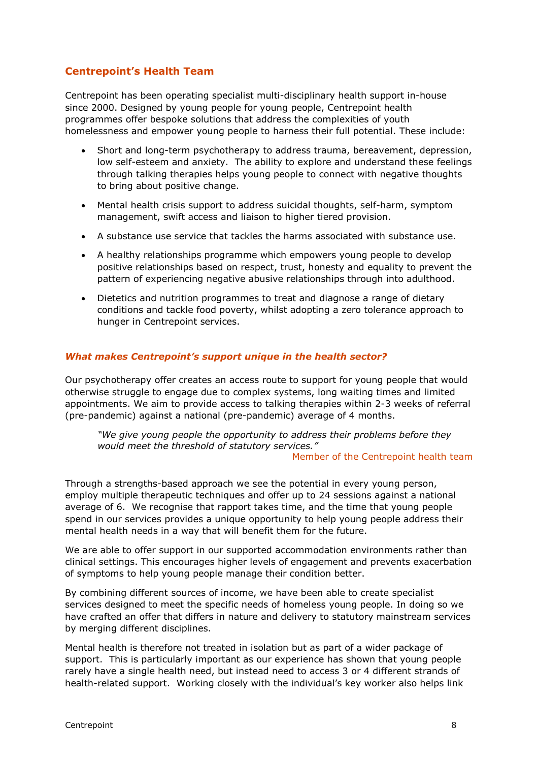## Centrepoint's Health Team

Centrepoint has been operating specialist multi-disciplinary health support in-house since 2000. Designed by young people for young people, Centrepoint health programmes offer bespoke solutions that address the complexities of youth homelessness and empower young people to harness their full potential. These include:

- Short and long-term psychotherapy to address trauma, bereavement, depression, low self-esteem and anxiety. The ability to explore and understand these feelings through talking therapies helps young people to connect with negative thoughts to bring about positive change.
- Mental health crisis support to address suicidal thoughts, self-harm, symptom management, swift access and liaison to higher tiered provision.
- A substance use service that tackles the harms associated with substance use.
- A healthy relationships programme which empowers young people to develop positive relationships based on respect, trust, honesty and equality to prevent the pattern of experiencing negative abusive relationships through into adulthood.
- Dietetics and nutrition programmes to treat and diagnose a range of dietary conditions and tackle food poverty, whilst adopting a zero tolerance approach to hunger in Centrepoint services.

### *What makes Centrepoint's support unique in the health sector?*

Our psychotherapy offer creates an access route to support for young people that would otherwise struggle to engage due to complex systems, long waiting times and limited appointments. We aim to provide access to talking therapies within 2-3 weeks of referral (pre-pandemic) against a national (pre-pandemic) average of 4 months.

> *"We give young people the opportunity to address their problems before they would meet the threshold of statutory services."*
>
> Member of the Centrepoint health team

Through a strengths-based approach we see the potential in every young person, employ multiple therapeutic techniques and offer up to 24 sessions against a national average of 6. We recognise that rapport takes time, and the time that young people spend in our services provides a unique opportunity to help young people address their mental health needs in a way that will benefit them for the future.

We are able to offer support in our supported accommodation environments rather than clinical settings. This encourages higher levels of engagement and prevents exacerbation of symptoms to help young people manage their condition better.

By combining different sources of income, we have been able to create specialist services designed to meet the specific needs of homeless young people. In doing so we have crafted an offer that differs in nature and delivery to statutory mainstream services by merging different disciplines.

Mental health is therefore not treated in isolation but as part of a wider package of support. This is particularly important as our experience has shown that young people rarely have a single health need, but instead need to access 3 or 4 different strands of health-related support. Working closely with the individual's key worker also helps link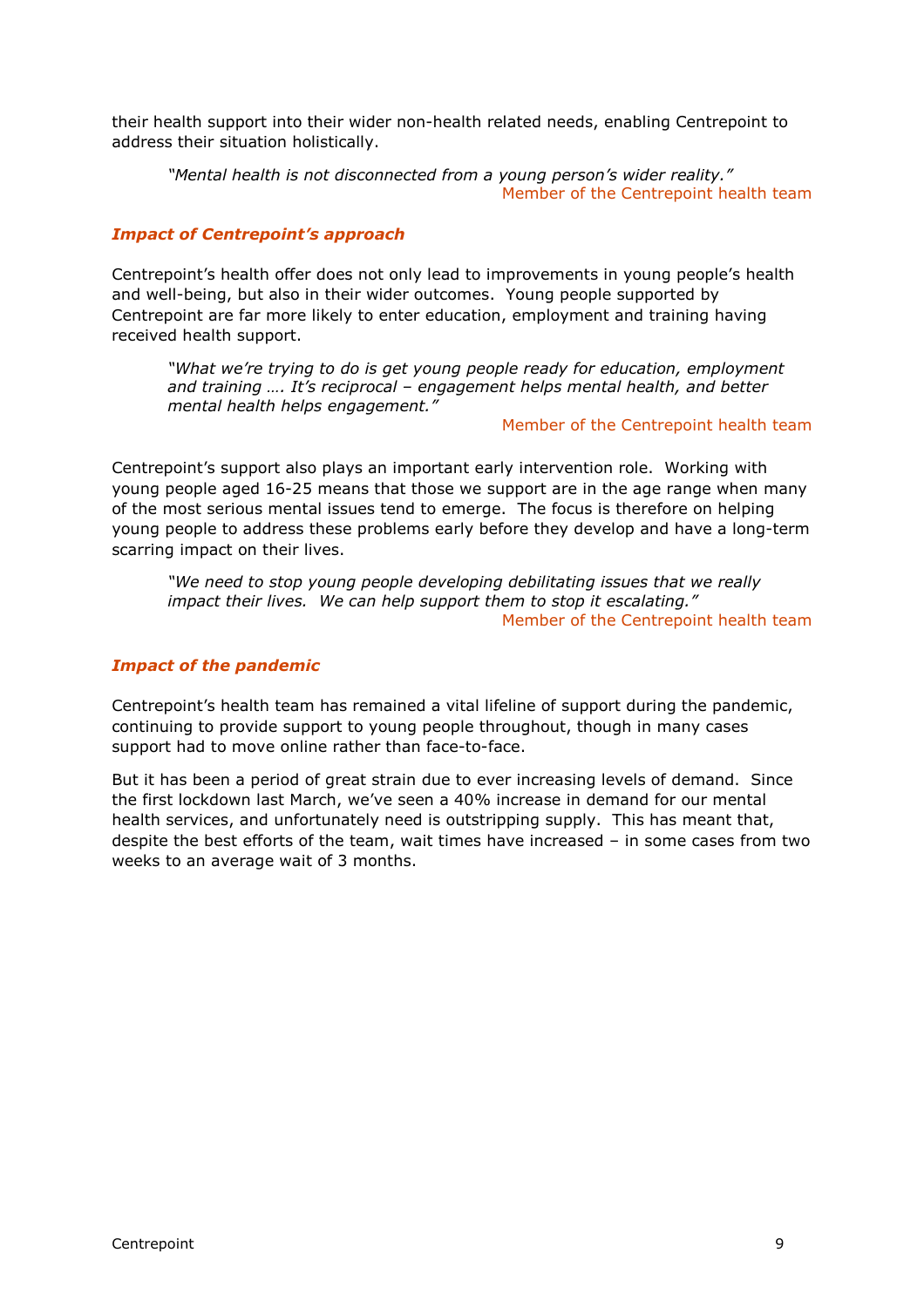their health support into their wider non-health related needs, enabling Centrepoint to address their situation holistically.

> *"Mental health is not disconnected from a young person's wider reality."*
> Member of the Centrepoint health team

### *Impact of Centrepoint's approach*

Centrepoint's health offer does not only lead to improvements in young people's health and well-being, but also in their wider outcomes. Young people supported by Centrepoint are far more likely to enter education, employment and training having received health support.

> *"What we're trying to do is get young people ready for education, employment and training …. It's reciprocal – engagement helps mental health, and better mental health helps engagement."*
> Member of the Centrepoint health team

Centrepoint's support also plays an important early intervention role. Working with young people aged 16-25 means that those we support are in the age range when many of the most serious mental issues tend to emerge. The focus is therefore on helping young people to address these problems early before they develop and have a long-term scarring impact on their lives.

> *"We need to stop young people developing debilitating issues that we really impact their lives. We can help support them to stop it escalating."*
> Member of the Centrepoint health team

### *Impact of the pandemic*

Centrepoint's health team has remained a vital lifeline of support during the pandemic, continuing to provide support to young people throughout, though in many cases support had to move online rather than face-to-face.

But it has been a period of great strain due to ever increasing levels of demand. Since the first lockdown last March, we've seen a 40% increase in demand for our mental health services, and unfortunately need is outstripping supply. This has meant that, despite the best efforts of the team, wait times have increased – in some cases from two weeks to an average wait of 3 months.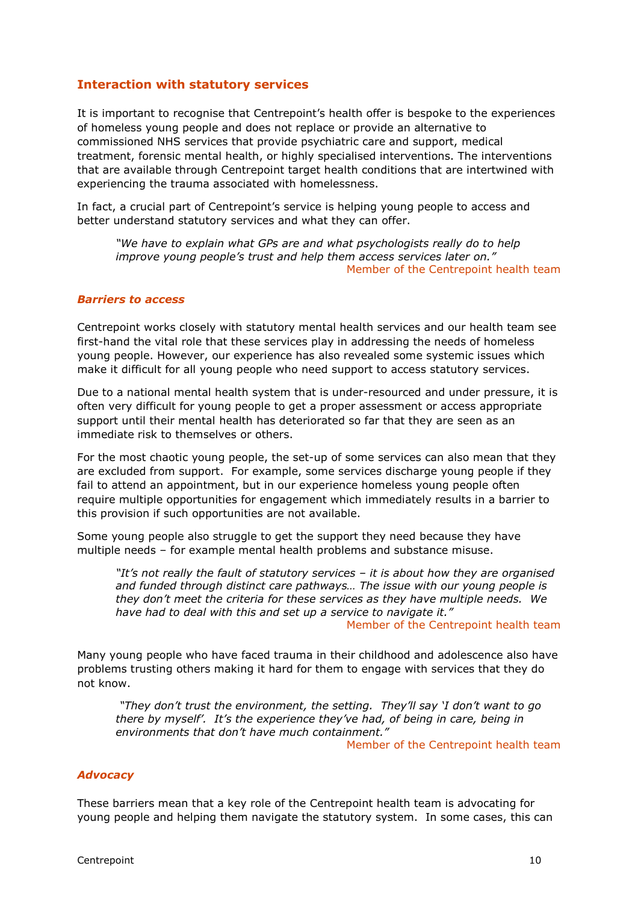## Interaction with statutory services

It is important to recognise that Centrepoint's health offer is bespoke to the experiences of homeless young people and does not replace or provide an alternative to commissioned NHS services that provide psychiatric care and support, medical treatment, forensic mental health, or highly specialised interventions. The interventions that are available through Centrepoint target health conditions that are intertwined with experiencing the trauma associated with homelessness.

In fact, a crucial part of Centrepoint's service is helping young people to access and better understand statutory services and what they can offer.

> *"We have to explain what GPs are and what psychologists really do to help improve young people's trust and help them access services later on."*
>
> Member of the Centrepoint health team

### *Barriers to access*

Centrepoint works closely with statutory mental health services and our health team see first-hand the vital role that these services play in addressing the needs of homeless young people. However, our experience has also revealed some systemic issues which make it difficult for all young people who need support to access statutory services.

Due to a national mental health system that is under-resourced and under pressure, it is often very difficult for young people to get a proper assessment or access appropriate support until their mental health has deteriorated so far that they are seen as an immediate risk to themselves or others.

For the most chaotic young people, the set-up of some services can also mean that they are excluded from support. For example, some services discharge young people if they fail to attend an appointment, but in our experience homeless young people often require multiple opportunities for engagement which immediately results in a barrier to this provision if such opportunities are not available.

Some young people also struggle to get the support they need because they have multiple needs – for example mental health problems and substance misuse.

> *"It's not really the fault of statutory services – it is about how they are organised and funded through distinct care pathways… The issue with our young people is they don't meet the criteria for these services as they have multiple needs. We have had to deal with this and set up a service to navigate it."*
>
> Member of the Centrepoint health team

Many young people who have faced trauma in their childhood and adolescence also have problems trusting others making it hard for them to engage with services that they do not know.

> *"They don't trust the environment, the setting. They'll say 'I don't want to go there by myself'. It's the experience they've had, of being in care, being in environments that don't have much containment."*
>
> Member of the Centrepoint health team

### *Advocacy*

These barriers mean that a key role of the Centrepoint health team is advocating for young people and helping them navigate the statutory system. In some cases, this can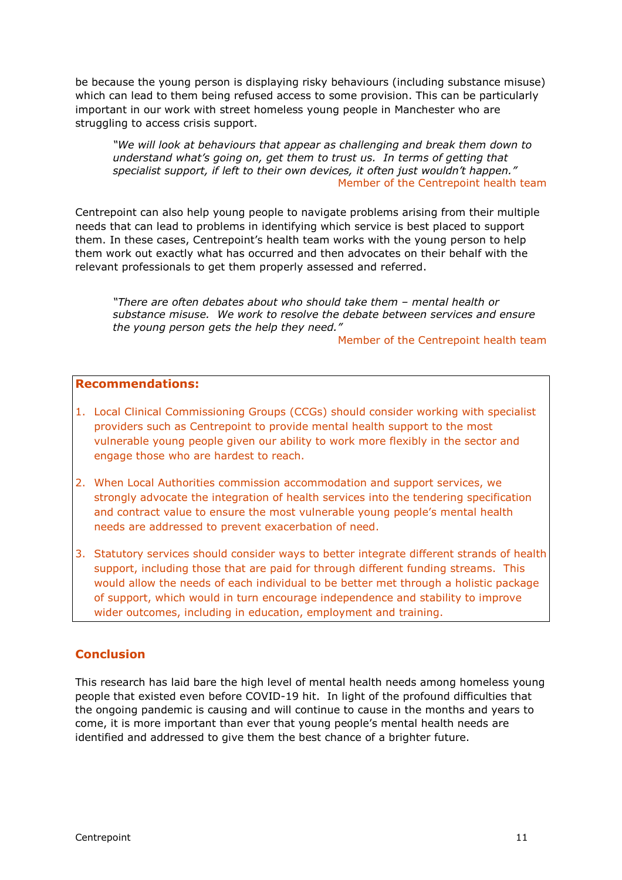be because the young person is displaying risky behaviours (including substance misuse) which can lead to them being refused access to some provision. This can be particularly important in our work with street homeless young people in Manchester who are struggling to access crisis support.

> *"We will look at behaviours that appear as challenging and break them down to understand what's going on, get them to trust us. In terms of getting that specialist support, if left to their own devices, it often just wouldn't happen."*
>
> Member of the Centrepoint health team

Centrepoint can also help young people to navigate problems arising from their multiple needs that can lead to problems in identifying which service is best placed to support them. In these cases, Centrepoint's health team works with the young person to help them work out exactly what has occurred and then advocates on their behalf with the relevant professionals to get them properly assessed and referred.

> *"There are often debates about who should take them – mental health or substance misuse. We work to resolve the debate between services and ensure the young person gets the help they need."*
>
> Member of the Centrepoint health team

**Recommendations:**

1. Local Clinical Commissioning Groups (CCGs) should consider working with specialist providers such as Centrepoint to provide mental health support to the most vulnerable young people given our ability to work more flexibly in the sector and engage those who are hardest to reach.
2. When Local Authorities commission accommodation and support services, we strongly advocate the integration of health services into the tendering specification and contract value to ensure the most vulnerable young people's mental health needs are addressed to prevent exacerbation of need.
3. Statutory services should consider ways to better integrate different strands of health support, including those that are paid for through different funding streams. This would allow the needs of each individual to be better met through a holistic package of support, which would in turn encourage independence and stability to improve wider outcomes, including in education, employment and training.

## Conclusion

This research has laid bare the high level of mental health needs among homeless young people that existed even before COVID-19 hit. In light of the profound difficulties that the ongoing pandemic is causing and will continue to cause in the months and years to come, it is more important than ever that young people's mental health needs are identified and addressed to give them the best chance of a brighter future.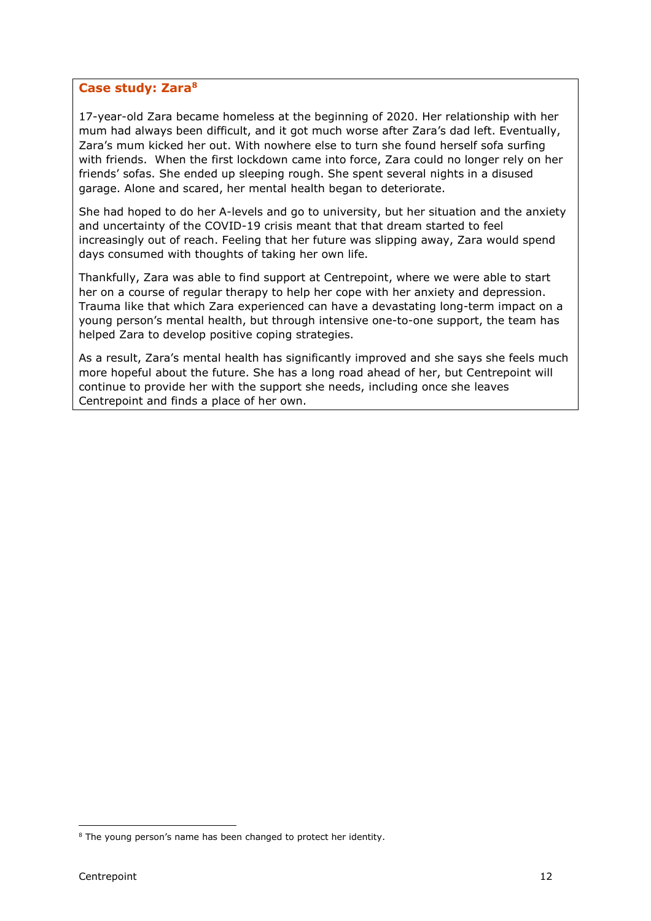### Case study: Zara[8]

17-year-old Zara became homeless at the beginning of 2020. Her relationship with her mum had always been difficult, and it got much worse after Zara's dad left. Eventually, Zara's mum kicked her out. With nowhere else to turn she found herself sofa surfing with friends. When the first lockdown came into force, Zara could no longer rely on her friends' sofas. She ended up sleeping rough. She spent several nights in a disused garage. Alone and scared, her mental health began to deteriorate.

She had hoped to do her A-levels and go to university, but her situation and the anxiety and uncertainty of the COVID-19 crisis meant that that dream started to feel increasingly out of reach. Feeling that her future was slipping away, Zara would spend days consumed with thoughts of taking her own life.

Thankfully, Zara was able to find support at Centrepoint, where we were able to start her on a course of regular therapy to help her cope with her anxiety and depression. Trauma like that which Zara experienced can have a devastating long-term impact on a young person's mental health, but through intensive one-to-one support, the team has helped Zara to develop positive coping strategies.

As a result, Zara's mental health has significantly improved and she says she feels much more hopeful about the future. She has a long road ahead of her, but Centrepoint will continue to provide her with the support she needs, including once she leaves Centrepoint and finds a place of her own.

[8] The young person's name has been changed to protect her identity.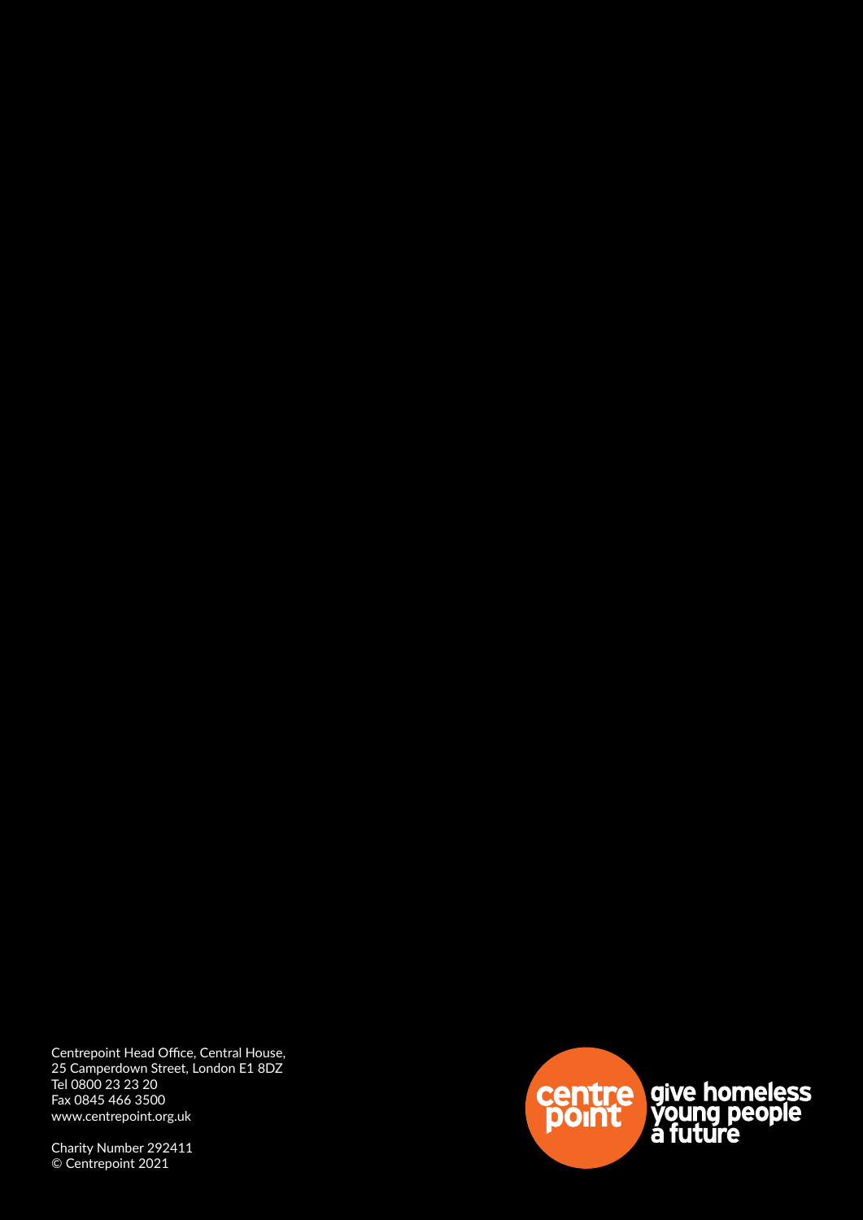Centrepoint Head Office, Central House,
25 Camperdown Street, London E1 8DZ
Tel 0800 23 23 20
Fax 0845 466 3500
www.centrepoint.org.uk

Charity Number 292411
© Centrepoint 2021

centre point

give homeless young people a future